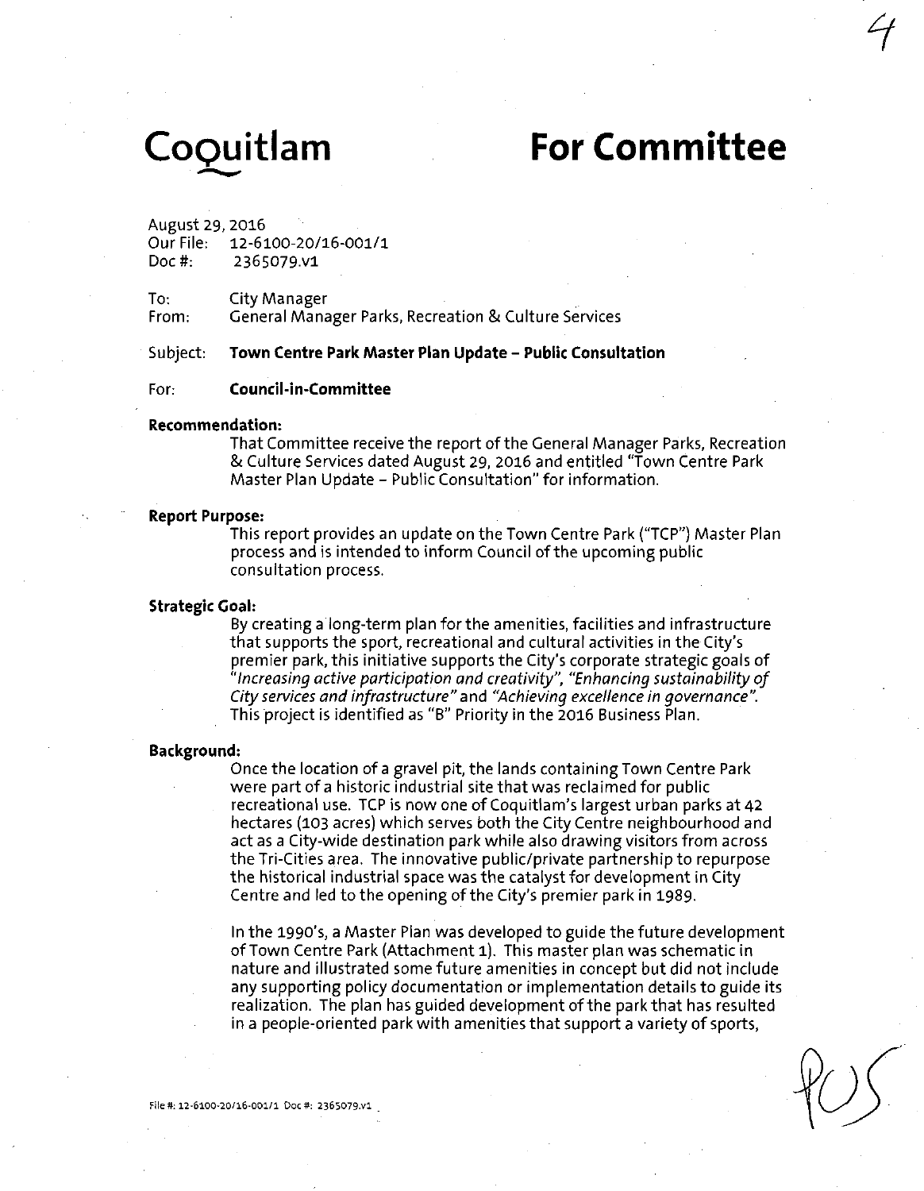# Coquitlam

# For Committee

August 29, 2016
Our File: 12-6100-20/16-001/1
Doc #: 2365079.v1

To: City Manager
From: General Manager Parks, Recreation & Culture Services

Subject: **Town Centre Park Master Plan Update – Public Consultation**

For: **Council-in-Committee**

**Recommendation:**

That Committee receive the report of the General Manager Parks, Recreation & Culture Services dated August 29, 2016 and entitled "Town Centre Park Master Plan Update – Public Consultation" for information.

**Report Purpose:**

This report provides an update on the Town Centre Park ("TCP") Master Plan process and is intended to inform Council of the upcoming public consultation process.

**Strategic Goal:**

By creating a long-term plan for the amenities, facilities and infrastructure that supports the sport, recreational and cultural activities in the City's premier park, this initiative supports the City's corporate strategic goals of *"Increasing active participation and creativity"*, *"Enhancing sustainability of City services and infrastructure"* and *"Achieving excellence in governance"*. This project is identified as "B" Priority in the 2016 Business Plan.

**Background:**

Once the location of a gravel pit, the lands containing Town Centre Park were part of a historic industrial site that was reclaimed for public recreational use. TCP is now one of Coquitlam's largest urban parks at 42 hectares (103 acres) which serves both the City Centre neighbourhood and act as a City-wide destination park while also drawing visitors from across the Tri-Cities area. The innovative public/private partnership to repurpose the historical industrial space was the catalyst for development in City Centre and led to the opening of the City's premier park in 1989.

In the 1990's, a Master Plan was developed to guide the future development of Town Centre Park (Attachment 1). This master plan was schematic in nature and illustrated some future amenities in concept but did not include any supporting policy documentation or implementation details to guide its realization. The plan has guided development of the park that has resulted in a people-oriented park with amenities that support a variety of sports,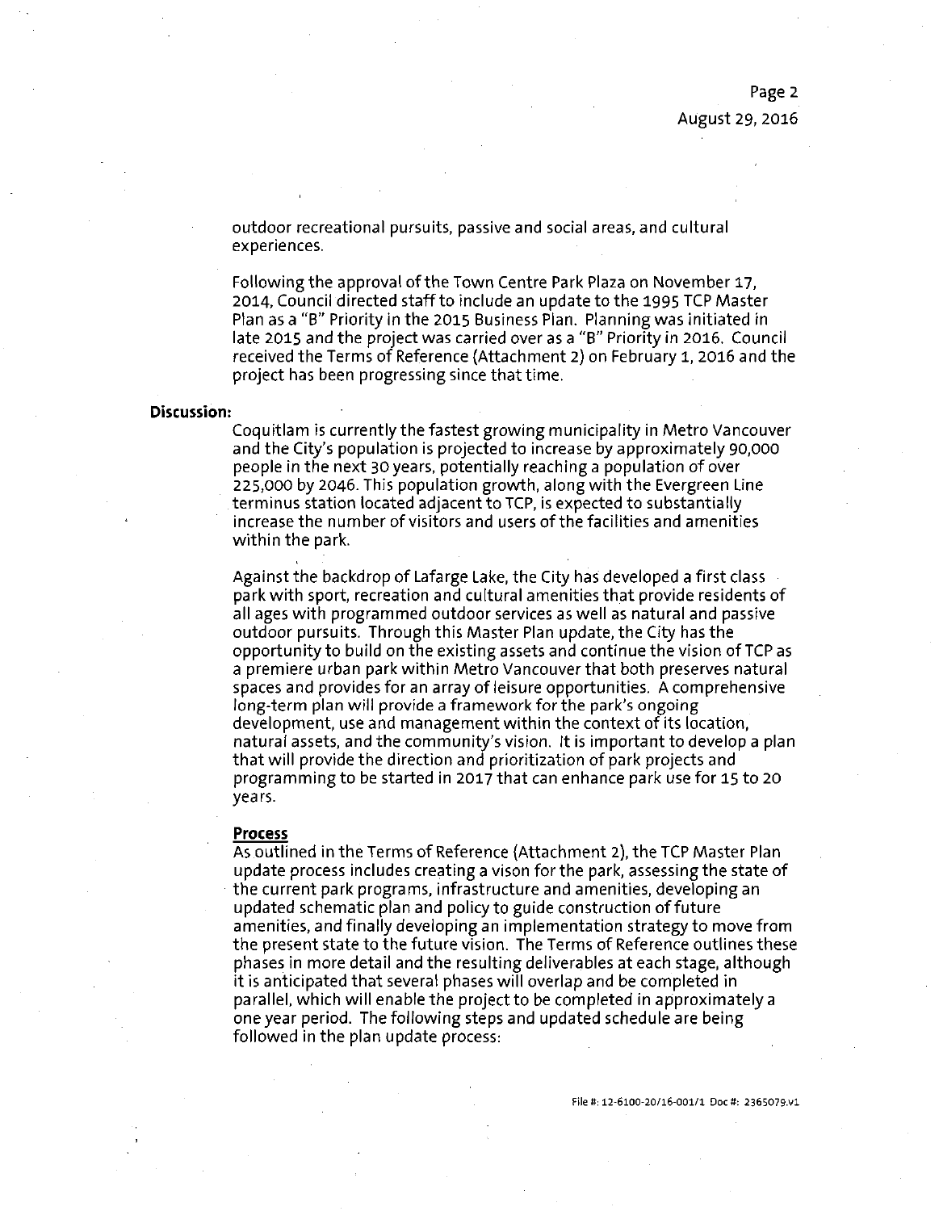outdoor recreational pursuits, passive and social areas, and cultural experiences.

Following the approval of the Town Centre Park Plaza on November 17, 2014, Council directed staff to include an update to the 1995 TCP Master Plan as a "B" Priority in the 2015 Business Plan. Planning was initiated in late 2015 and the project was carried over as a "B" Priority in 2016. Council received the Terms of Reference (Attachment 2) on February 1, 2016 and the project has been progressing since that time.

**Discussion:**

Coquitlam is currently the fastest growing municipality in Metro Vancouver and the City's population is projected to increase by approximately 90,000 people in the next 30 years, potentially reaching a population of over 225,000 by 2046. This population growth, along with the Evergreen Line terminus station located adjacent to TCP, is expected to substantially increase the number of visitors and users of the facilities and amenities within the park.

Against the backdrop of Lafarge Lake, the City has developed a first class park with sport, recreation and cultural amenities that provide residents of all ages with programmed outdoor services as well as natural and passive outdoor pursuits. Through this Master Plan update, the City has the opportunity to build on the existing assets and continue the vision of TCP as a premiere urban park within Metro Vancouver that both preserves natural spaces and provides for an array of leisure opportunities. A comprehensive long-term plan will provide a framework for the park's ongoing development, use and management within the context of its location, natural assets, and the community's vision. It is important to develop a plan that will provide the direction and prioritization of park projects and programming to be started in 2017 that can enhance park use for 15 to 20 years.

**Process**

As outlined in the Terms of Reference (Attachment 2), the TCP Master Plan update process includes creating a vison for the park, assessing the state of the current park programs, infrastructure and amenities, developing an updated schematic plan and policy to guide construction of future amenities, and finally developing an implementation strategy to move from the present state to the future vision. The Terms of Reference outlines these phases in more detail and the resulting deliverables at each stage, although it is anticipated that several phases will overlap and be completed in parallel, which will enable the project to be completed in approximately a one year period. The following steps and updated schedule are being followed in the plan update process: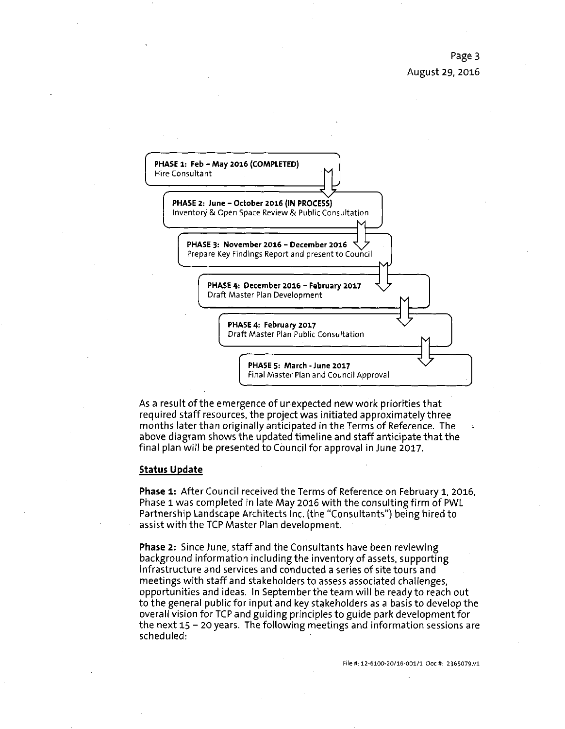**PHASE 1: Feb – May 2016 (COMPLETED)**
Hire Consultant

**PHASE 2: June – October 2016 (IN PROCESS)**
Inventory & Open Space Review & Public Consultation

**PHASE 3: November 2016 – December 2016**
Prepare Key Findings Report and present to Council

**PHASE 4: December 2016 – February 2017**
Draft Master Plan Development

**PHASE 4: February 2017**
Draft Master Plan Public Consultation

**PHASE 5: March - June 2017**
Final Master Plan and Council Approval

As a result of the emergence of unexpected new work priorities that required staff resources, the project was initiated approximately three months later than originally anticipated in the Terms of Reference. The above diagram shows the updated timeline and staff anticipate that the final plan will be presented to Council for approval in June 2017.

## Status Update

**Phase 1:** After Council received the Terms of Reference on February 1, 2016, Phase 1 was completed in late May 2016 with the consulting firm of PWL Partnership Landscape Architects Inc. (the "Consultants") being hired to assist with the TCP Master Plan development.

**Phase 2:** Since June, staff and the Consultants have been reviewing background information including the inventory of assets, supporting infrastructure and services and conducted a series of site tours and meetings with staff and stakeholders to assess associated challenges, opportunities and ideas. In September the team will be ready to reach out to the general public for input and key stakeholders as a basis to develop the overall vision for TCP and guiding principles to guide park development for the next 15 – 20 years. The following meetings and information sessions are scheduled: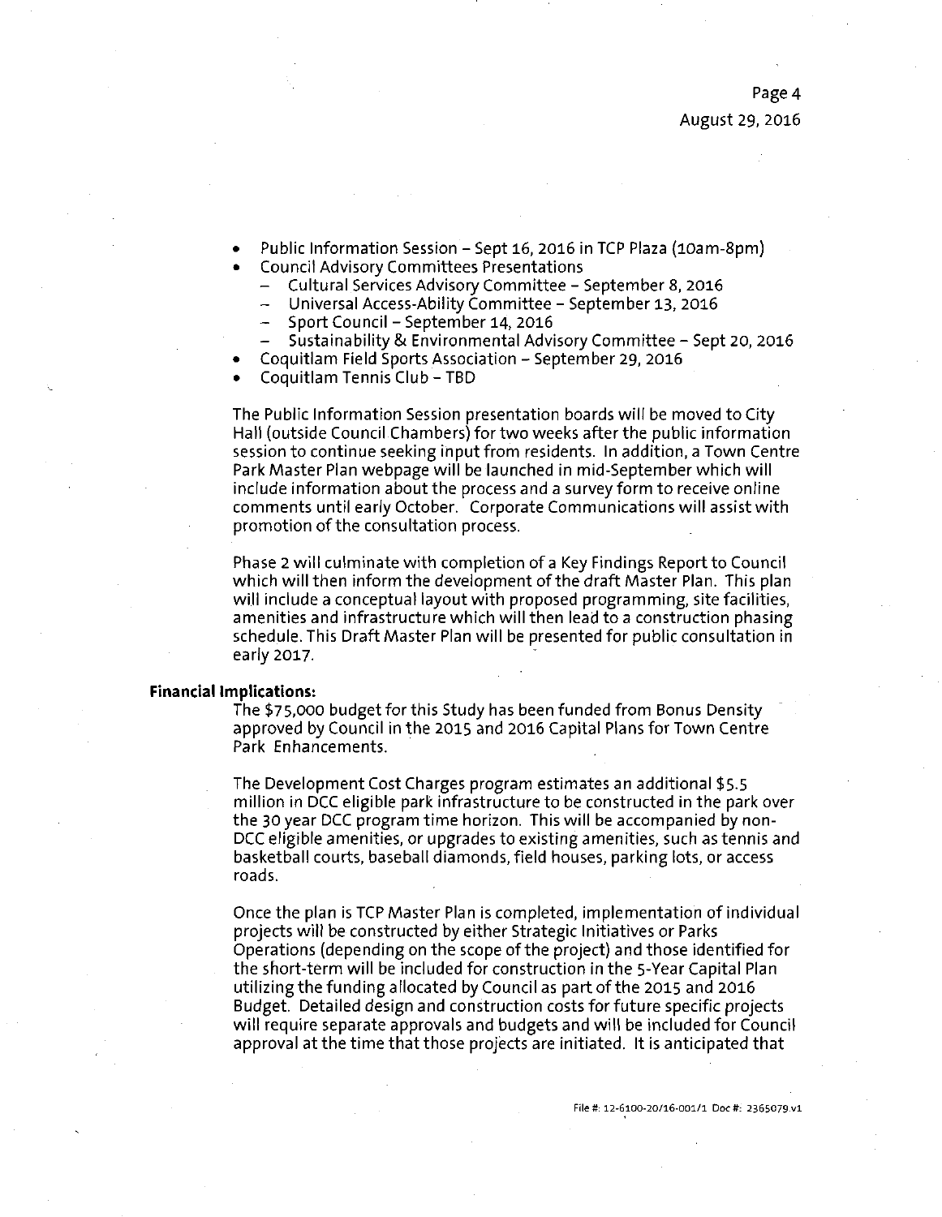- Public Information Session – Sept 16, 2016 in TCP Plaza (10am-8pm)
- Council Advisory Committees Presentations
  - Cultural Services Advisory Committee – September 8, 2016
  - Universal Access-Ability Committee – September 13, 2016
  - Sport Council – September 14, 2016
  - Sustainability & Environmental Advisory Committee – Sept 20, 2016
- Coquitlam Field Sports Association – September 29, 2016
- Coquitlam Tennis Club – TBD

The Public Information Session presentation boards will be moved to City Hall (outside Council Chambers) for two weeks after the public information session to continue seeking input from residents. In addition, a Town Centre Park Master Plan webpage will be launched in mid-September which will include information about the process and a survey form to receive online comments until early October. Corporate Communications will assist with promotion of the consultation process.

Phase 2 will culminate with completion of a Key Findings Report to Council which will then inform the development of the draft Master Plan. This plan will include a conceptual layout with proposed programming, site facilities, amenities and infrastructure which will then lead to a construction phasing schedule. This Draft Master Plan will be presented for public consultation in early 2017.

**Financial Implications:**

The $75,000 budget for this Study has been funded from Bonus Density approved by Council in the 2015 and 2016 Capital Plans for Town Centre Park Enhancements.

The Development Cost Charges program estimates an additional $5.5 million in DCC eligible park infrastructure to be constructed in the park over the 30 year DCC program time horizon. This will be accompanied by non-DCC eligible amenities, or upgrades to existing amenities, such as tennis and basketball courts, baseball diamonds, field houses, parking lots, or access roads.

Once the plan is TCP Master Plan is completed, implementation of individual projects will be constructed by either Strategic Initiatives or Parks Operations (depending on the scope of the project) and those identified for the short-term will be included for construction in the 5-Year Capital Plan utilizing the funding allocated by Council as part of the 2015 and 2016 Budget. Detailed design and construction costs for future specific projects will require separate approvals and budgets and will be included for Council approval at the time that those projects are initiated. It is anticipated that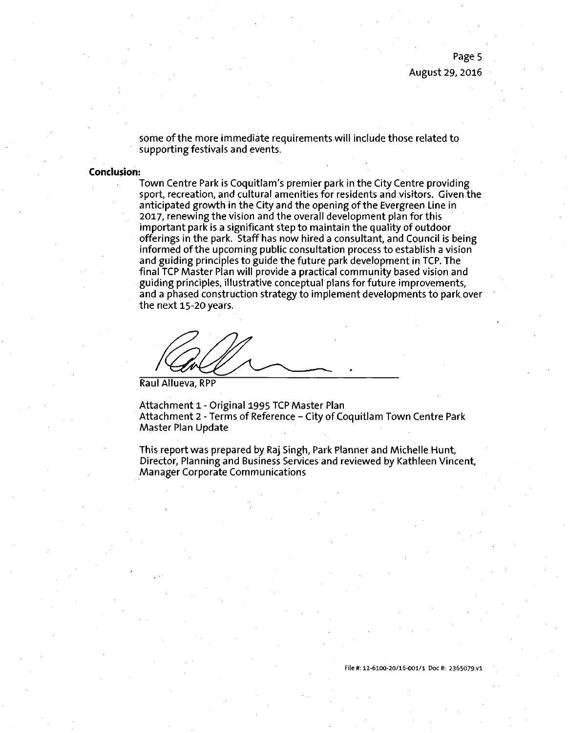some of the more immediate requirements will include those related to supporting festivals and events.

**Conclusion:**

Town Centre Park is Coquitlam's premier park in the City Centre providing sport, recreation, and cultural amenities for residents and visitors. Given the anticipated growth in the City and the opening of the Evergreen Line in 2017, renewing the vision and the overall development plan for this important park is a significant step to maintain the quality of outdoor offerings in the park. Staff has now hired a consultant, and Council is being informed of the upcoming public consultation process to establish a vision and guiding principles to guide the future park development in TCP. The final TCP Master Plan will provide a practical community based vision and guiding principles, illustrative conceptual plans for future improvements, and a phased construction strategy to implement developments to park over the next 15-20 years.

Raul Allueva, RPP

Attachment 1 - Original 1995 TCP Master Plan
Attachment 2 - Terms of Reference – City of Coquitlam Town Centre Park Master Plan Update

This report was prepared by Raj Singh, Park Planner and Michelle Hunt, Director, Planning and Business Services and reviewed by Kathleen Vincent, Manager Corporate Communications

File #: 12-6100-20/16-001/1 Doc #: 2365079.v1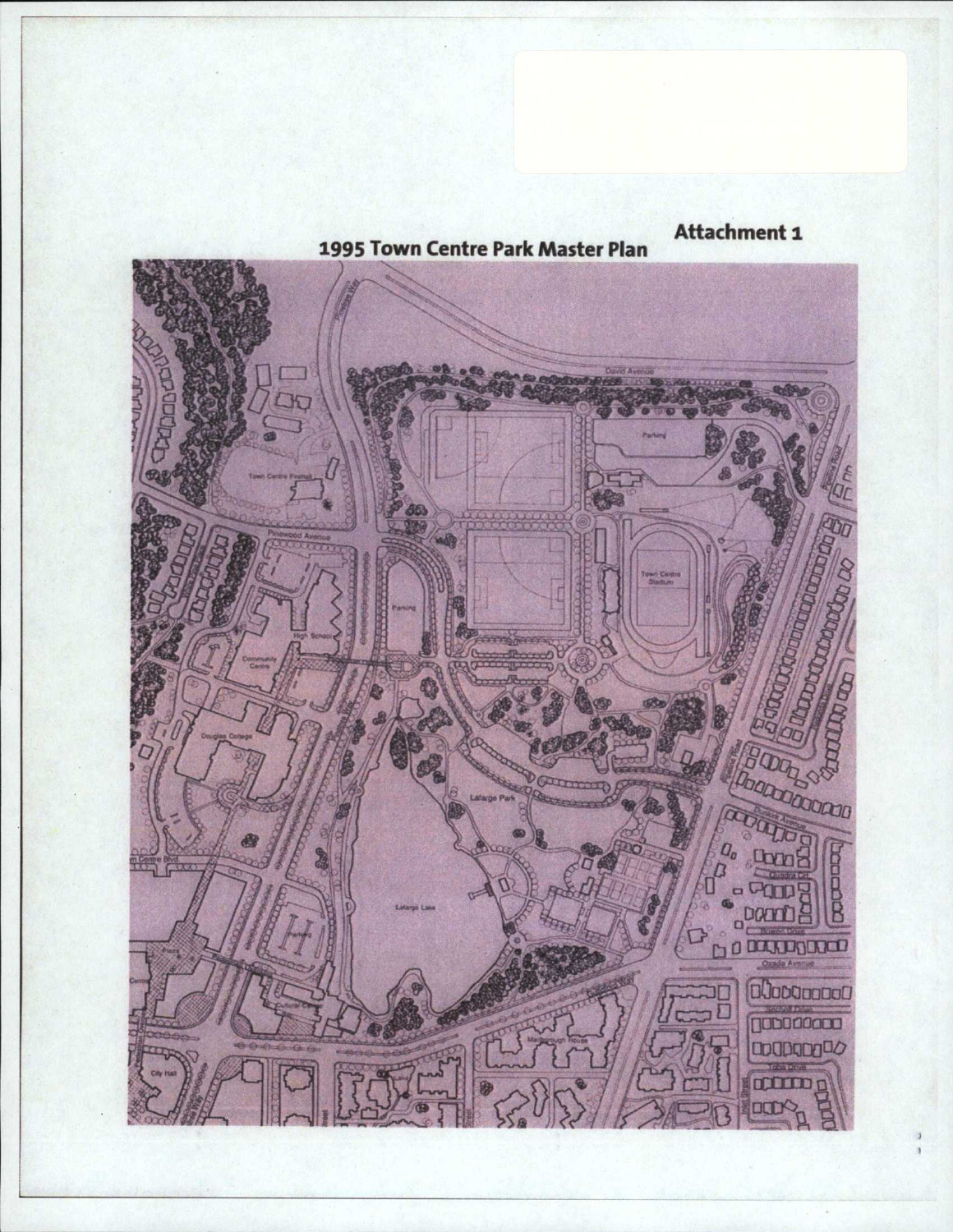**Attachment 1**

## 1995 Town Centre Park Master Plan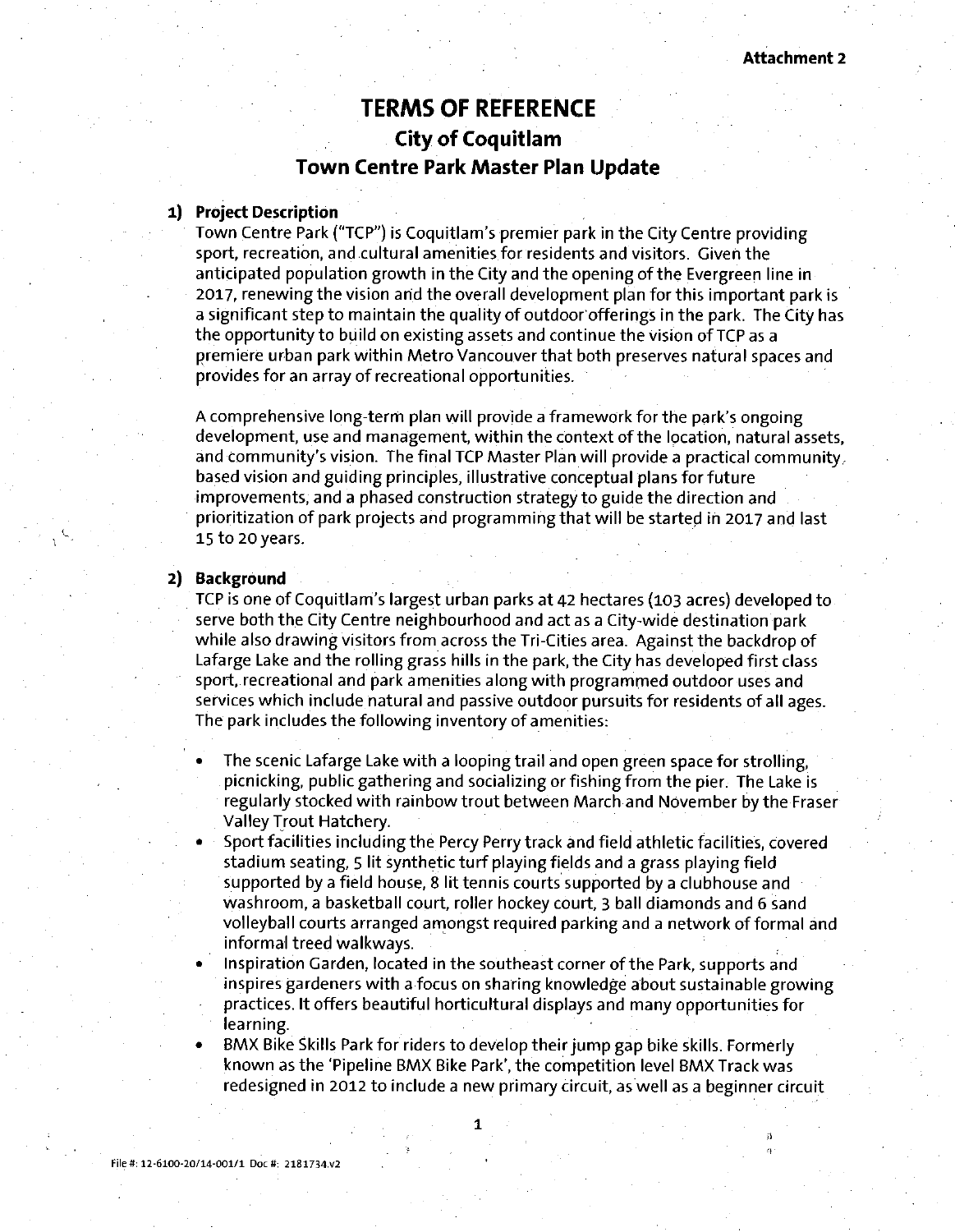Attachment 2

# TERMS OF REFERENCE
## City of Coquitlam
## Town Centre Park Master Plan Update

### 1) Project Description

Town Centre Park ("TCP") is Coquitlam's premier park in the City Centre providing sport, recreation, and cultural amenities for residents and visitors. Given the anticipated population growth in the City and the opening of the Evergreen line in 2017, renewing the vision and the overall development plan for this important park is a significant step to maintain the quality of outdoor offerings in the park. The City has the opportunity to build on existing assets and continue the vision of TCP as a premiere urban park within Metro Vancouver that both preserves natural spaces and provides for an array of recreational opportunities.

A comprehensive long-term plan will provide a framework for the park's ongoing development, use and management, within the context of the location, natural assets, and community's vision. The final TCP Master Plan will provide a practical community based vision and guiding principles, illustrative conceptual plans for future improvements, and a phased construction strategy to guide the direction and prioritization of park projects and programming that will be started in 2017 and last 15 to 20 years.

### 2) Background

TCP is one of Coquitlam's largest urban parks at 42 hectares (103 acres) developed to serve both the City Centre neighbourhood and act as a City-wide destination park while also drawing visitors from across the Tri-Cities area. Against the backdrop of Lafarge Lake and the rolling grass hills in the park, the City has developed first class sport, recreational and park amenities along with programmed outdoor uses and services which include natural and passive outdoor pursuits for residents of all ages. The park includes the following inventory of amenities:

- The scenic Lafarge Lake with a looping trail and open green space for strolling, picnicking, public gathering and socializing or fishing from the pier. The Lake is regularly stocked with rainbow trout between March and November by the Fraser Valley Trout Hatchery.
- Sport facilities including the Percy Perry track and field athletic facilities, covered stadium seating, 5 lit synthetic turf playing fields and a grass playing field supported by a field house, 8 lit tennis courts supported by a clubhouse and washroom, a basketball court, roller hockey court, 3 ball diamonds and 6 sand volleyball courts arranged amongst required parking and a network of formal and informal treed walkways.
- Inspiration Garden, located in the southeast corner of the Park, supports and inspires gardeners with a focus on sharing knowledge about sustainable growing practices. It offers beautiful horticultural displays and many opportunities for learning.
- BMX Bike Skills Park for riders to develop their jump gap bike skills. Formerly known as the 'Pipeline BMX Bike Park', the competition level BMX Track was redesigned in 2012 to include a new primary circuit, as well as a beginner circuit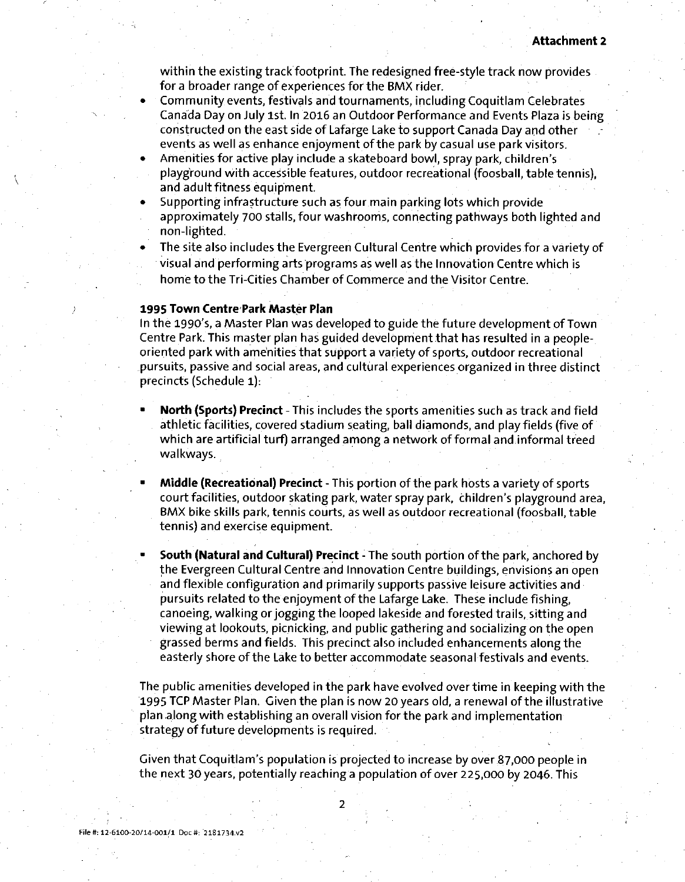within the existing track footprint. The redesigned free-style track now provides for a broader range of experiences for the BMX rider.

- Community events, festivals and tournaments, including Coquitlam Celebrates Canada Day on July 1st. In 2016 an Outdoor Performance and Events Plaza is being constructed on the east side of Lafarge Lake to support Canada Day and other events as well as enhance enjoyment of the park by casual use park visitors.
- Amenities for active play include a skateboard bowl, spray park, children's playground with accessible features, outdoor recreational (foosball, table tennis), and adult fitness equipment.
- Supporting infrastructure such as four main parking lots which provide approximately 700 stalls, four washrooms, connecting pathways both lighted and non-lighted.
- The site also includes the Evergreen Cultural Centre which provides for a variety of visual and performing arts programs as well as the Innovation Centre which is home to the Tri-Cities Chamber of Commerce and the Visitor Centre.

**1995 Town Centre Park Master Plan**

In the 1990's, a Master Plan was developed to guide the future development of Town Centre Park. This master plan has guided development that has resulted in a people-oriented park with amenities that support a variety of sports, outdoor recreational pursuits, passive and social areas, and cultural experiences organized in three distinct precincts (Schedule 1):

- **North (Sports) Precinct** - This includes the sports amenities such as track and field athletic facilities, covered stadium seating, ball diamonds, and play fields (five of which are artificial turf) arranged among a network of formal and informal treed walkways.
- **Middle (Recreational) Precinct** - This portion of the park hosts a variety of sports court facilities, outdoor skating park, water spray park, children's playground area, BMX bike skills park, tennis courts, as well as outdoor recreational (foosball, table tennis) and exercise equipment.
- **South (Natural and Cultural) Precinct** - The south portion of the park, anchored by the Evergreen Cultural Centre and Innovation Centre buildings, envisions an open and flexible configuration and primarily supports passive leisure activities and pursuits related to the enjoyment of the Lafarge Lake. These include fishing, canoeing, walking or jogging the looped lakeside and forested trails, sitting and viewing at lookouts, picnicking, and public gathering and socializing on the open grassed berms and fields. This precinct also included enhancements along the easterly shore of the Lake to better accommodate seasonal festivals and events.

The public amenities developed in the park have evolved over time in keeping with the 1995 TCP Master Plan. Given the plan is now 20 years old, a renewal of the illustrative plan along with establishing an overall vision for the park and implementation strategy of future developments is required.

Given that Coquitlam's population is projected to increase by over 87,000 people in the next 30 years, potentially reaching a population of over 225,000 by 2046. This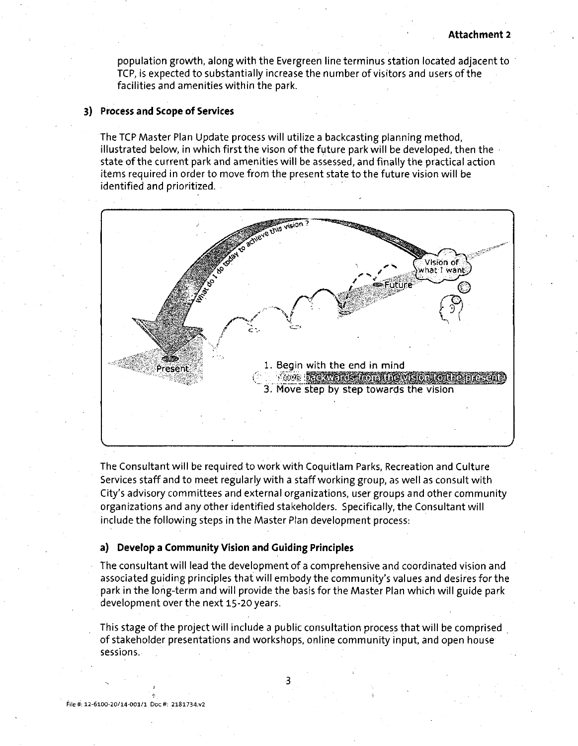population growth, along with the Evergreen line terminus station located adjacent to TCP, is expected to substantially increase the number of visitors and users of the facilities and amenities within the park.

### 3) Process and Scope of Services

The TCP Master Plan Update process will utilize a backcasting planning method, illustrated below, in which first the vison of the future park will be developed, then the state of the current park and amenities will be assessed, and finally the practical action items required in order to move from the present state to the future vision will be identified and prioritized.

1. Begin with the end in mind
2. Move backwards from the vision to the present
3. Move step by step towards the vision

The Consultant will be required to work with Coquitlam Parks, Recreation and Culture Services staff and to meet regularly with a staff working group, as well as consult with City's advisory committees and external organizations, user groups and other community organizations and any other identified stakeholders. Specifically, the Consultant will include the following steps in the Master Plan development process:

#### a) Develop a Community Vision and Guiding Principles

The consultant will lead the development of a comprehensive and coordinated vision and associated guiding principles that will embody the community's values and desires for the park in the long-term and will provide the basis for the Master Plan which will guide park development over the next 15-20 years.

This stage of the project will include a public consultation process that will be comprised of stakeholder presentations and workshops, online community input, and open house sessions.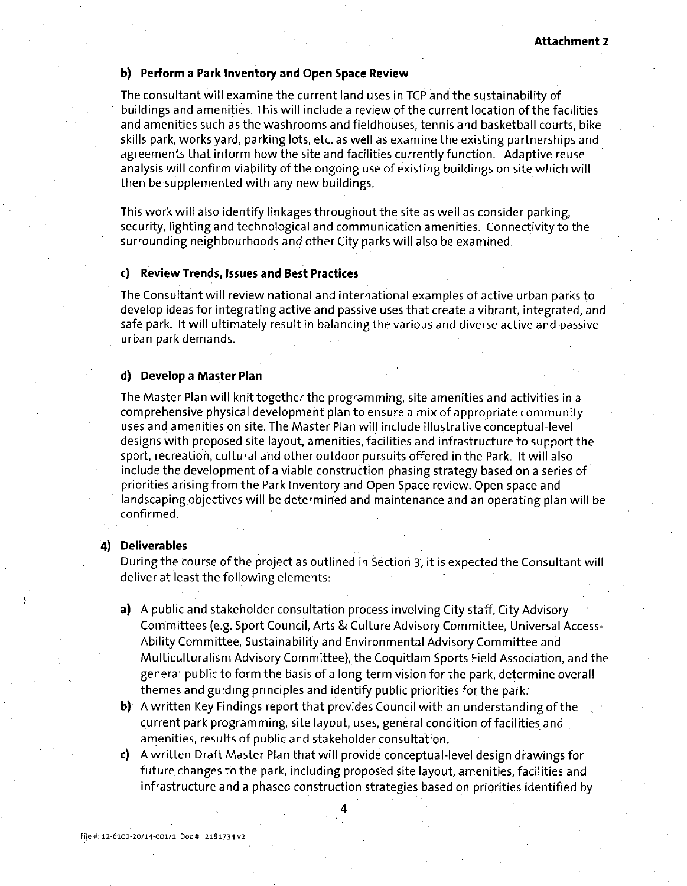**b) Perform a Park Inventory and Open Space Review**

The consultant will examine the current land uses in TCP and the sustainability of buildings and amenities. This will include a review of the current location of the facilities and amenities such as the washrooms and fieldhouses, tennis and basketball courts, bike skills park, works yard, parking lots, etc. as well as examine the existing partnerships and agreements that inform how the site and facilities currently function. Adaptive reuse analysis will confirm viability of the ongoing use of existing buildings on site which will then be supplemented with any new buildings.

This work will also identify linkages throughout the site as well as consider parking, security, lighting and technological and communication amenities. Connectivity to the surrounding neighbourhoods and other City parks will also be examined.

**c) Review Trends, Issues and Best Practices**

The Consultant will review national and international examples of active urban parks to develop ideas for integrating active and passive uses that create a vibrant, integrated, and safe park. It will ultimately result in balancing the various and diverse active and passive urban park demands.

**d) Develop a Master Plan**

The Master Plan will knit together the programming, site amenities and activities in a comprehensive physical development plan to ensure a mix of appropriate community uses and amenities on site. The Master Plan will include illustrative conceptual-level designs with proposed site layout, amenities, facilities and infrastructure to support the sport, recreation, cultural and other outdoor pursuits offered in the Park. It will also include the development of a viable construction phasing strategy based on a series of priorities arising from the Park Inventory and Open Space review. Open space and landscaping objectives will be determined and maintenance and an operating plan will be confirmed.

**4) Deliverables**

During the course of the project as outlined in Section 3, it is expected the Consultant will deliver at least the following elements:

**a)** A public and stakeholder consultation process involving City staff, City Advisory Committees (e.g. Sport Council, Arts & Culture Advisory Committee, Universal Access-Ability Committee, Sustainability and Environmental Advisory Committee and Multiculturalism Advisory Committee), the Coquitlam Sports Field Association, and the general public to form the basis of a long-term vision for the park, determine overall themes and guiding principles and identify public priorities for the park.

**b)** A written Key Findings report that provides Council with an understanding of the current park programming, site layout, uses, general condition of facilities and amenities, results of public and stakeholder consultation.

**c)** A written Draft Master Plan that will provide conceptual-level design drawings for future changes to the park, including proposed site layout, amenities, facilities and infrastructure and a phased construction strategies based on priorities identified by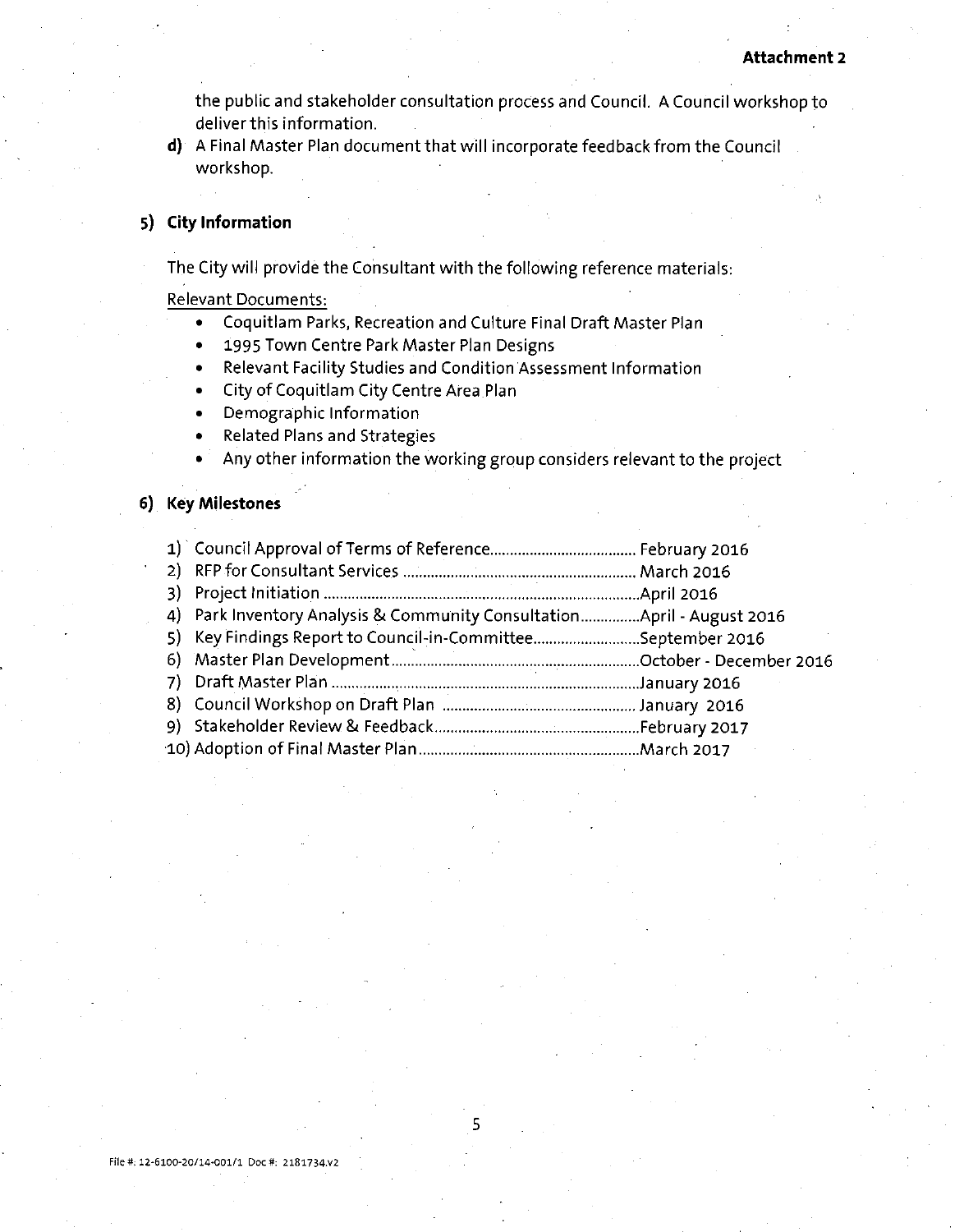**Attachment 2**

the public and stakeholder consultation process and Council. A Council workshop to deliver this information.

**d)** A Final Master Plan document that will incorporate feedback from the Council workshop.

### 5) City Information

The City will provide the Consultant with the following reference materials:

Relevant Documents:

- Coquitlam Parks, Recreation and Culture Final Draft Master Plan
- 1995 Town Centre Park Master Plan Designs
- Relevant Facility Studies and Condition Assessment Information
- City of Coquitlam City Centre Area Plan
- Demographic Information
- Related Plans and Strategies
- Any other information the working group considers relevant to the project

### 6) Key Milestones

1) Council Approval of Terms of Reference .................................... February 2016
2) RFP for Consultant Services .......................................................... March 2016
3) Project Initiation .............................................................................April 2016
4) Park Inventory Analysis & Community Consultation...............April - August 2016
5) Key Findings Report to Council-in-Committee...........................September 2016
6) Master Plan Development..............................................................October - December 2016
7) Draft Master Plan ............................................................................January 2016
8) Council Workshop on Draft Plan ................................................ January 2016
9) Stakeholder Review & Feedback....................................................February 2017
10) Adoption of Final Master Plan.......................................................March 2017

File #: 12-6100-20/14-001/1 Doc #: 2181734.v2